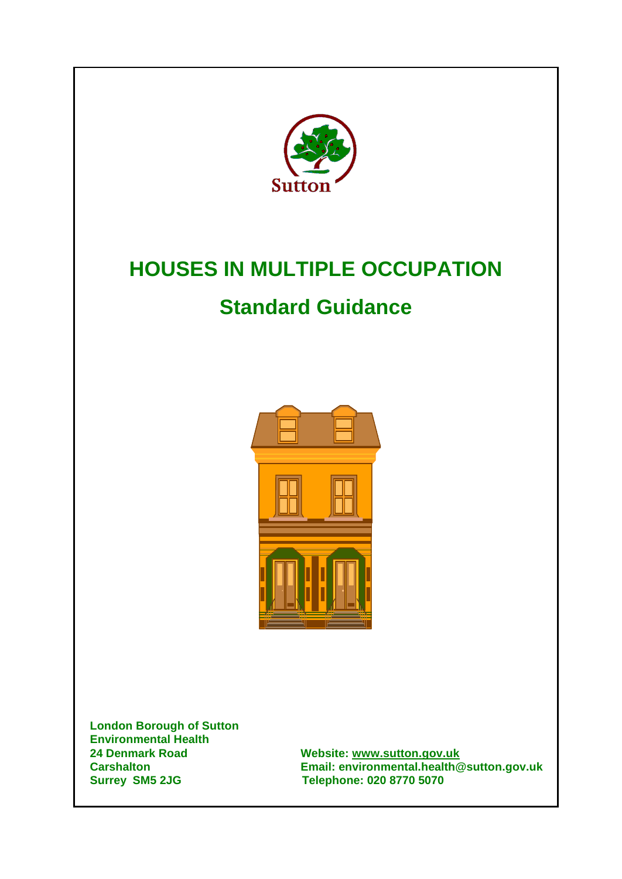Sutton

# HOUSES IN MULTIPLE OCCUPATION

## Standard Guidance

**London Borough of Sutton**
**Environmental Health**
**24 Denmark Road**
**Carshalton**
**Surrey SM5 2JG**

**Website: www.sutton.gov.uk**
**Email: environmental.health@sutton.gov.uk**
**Telephone: 020 8770 5070**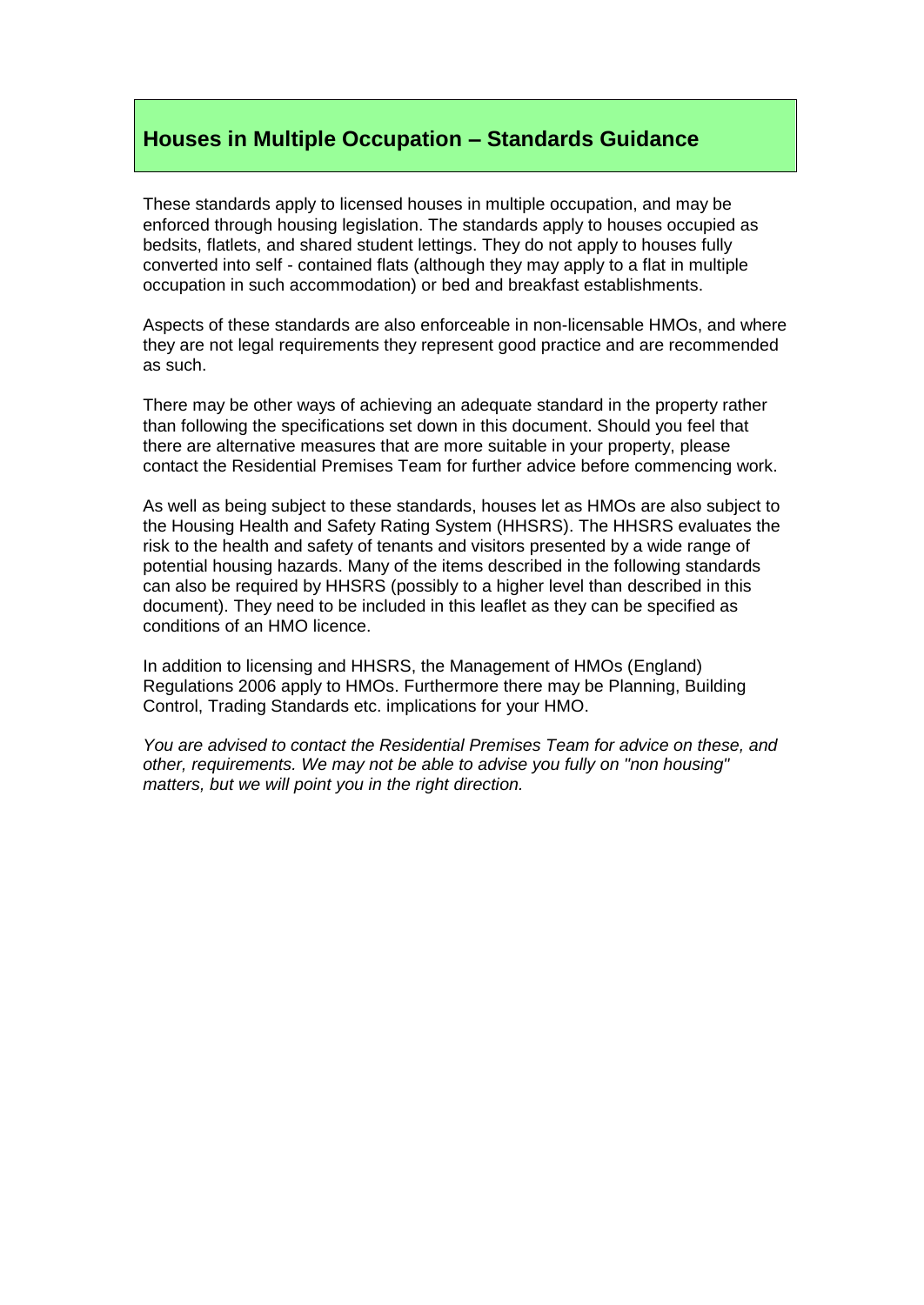## Houses in Multiple Occupation – Standards Guidance

These standards apply to licensed houses in multiple occupation, and may be enforced through housing legislation. The standards apply to houses occupied as bedsits, flatlets, and shared student lettings. They do not apply to houses fully converted into self - contained flats (although they may apply to a flat in multiple occupation in such accommodation) or bed and breakfast establishments.

Aspects of these standards are also enforceable in non-licensable HMOs, and where they are not legal requirements they represent good practice and are recommended as such.

There may be other ways of achieving an adequate standard in the property rather than following the specifications set down in this document. Should you feel that there are alternative measures that are more suitable in your property, please contact the Residential Premises Team for further advice before commencing work.

As well as being subject to these standards, houses let as HMOs are also subject to the Housing Health and Safety Rating System (HHSRS). The HHSRS evaluates the risk to the health and safety of tenants and visitors presented by a wide range of potential housing hazards. Many of the items described in the following standards can also be required by HHSRS (possibly to a higher level than described in this document). They need to be included in this leaflet as they can be specified as conditions of an HMO licence.

In addition to licensing and HHSRS, the Management of HMOs (England) Regulations 2006 apply to HMOs. Furthermore there may be Planning, Building Control, Trading Standards etc. implications for your HMO.

*You are advised to contact the Residential Premises Team for advice on these, and other, requirements. We may not be able to advise you fully on "non housing" matters, but we will point you in the right direction.*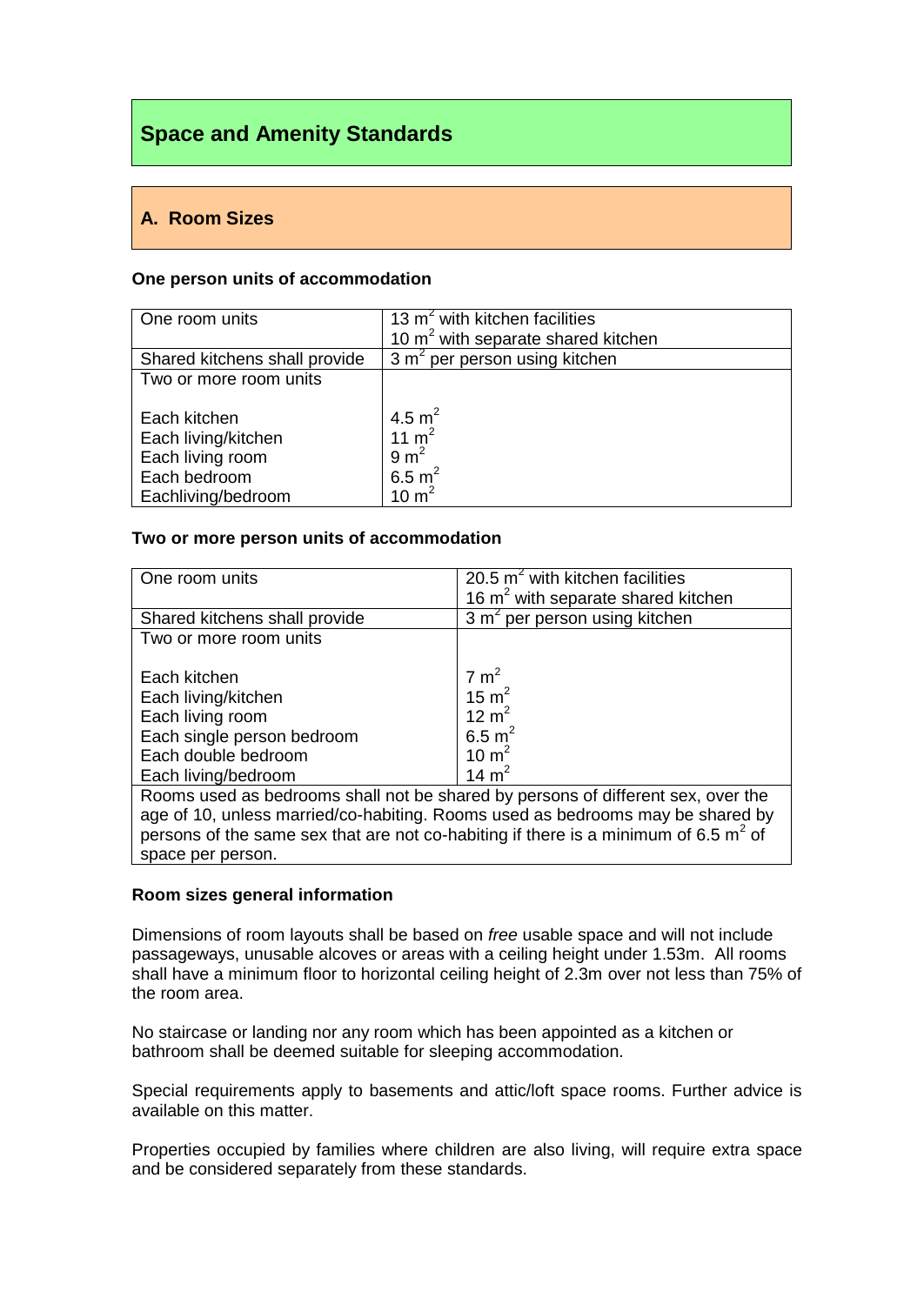# Space and Amenity Standards

## A. Room Sizes

### One person units of accommodation

| | |
|---|---|
| One room units | 13 $m^2$ with kitchen facilities<br>10 $m^2$ with separate shared kitchen |
| Shared kitchens shall provide | 3 $m^2$ per person using kitchen |
| Two or more room units | |
| Each kitchen | 4.5 $m^2$ |
| Each living/kitchen | 11 $m^2$ |
| Each living room | 9 $m^2$ |
| Each bedroom | 6.5 $m^2$ |
| Eachliving/bedroom | 10 $m^2$ |

### Two or more person units of accommodation

| | |
|---|---|
| One room units | 20.5 $m^2$ with kitchen facilities<br>16 $m^2$ with separate shared kitchen |
| Shared kitchens shall provide | 3 $m^2$ per person using kitchen |
| Two or more room units | |
| Each kitchen | 7 $m^2$ |
| Each living/kitchen | 15 $m^2$ |
| Each living room | 12 $m^2$ |
| Each single person bedroom | 6.5 $m^2$ |
| Each double bedroom | 10 $m^2$ |
| Each living/bedroom | 14 $m^2$ |
| Rooms used as bedrooms shall not be shared by persons of different sex, over the age of 10, unless married/co-habiting. Rooms used as bedrooms may be shared by persons of the same sex that are not co-habiting if there is a minimum of 6.5 $m^2$ of space per person. | |

### Room sizes general information

Dimensions of room layouts shall be based on *free* usable space and will not include passageways, unusable alcoves or areas with a ceiling height under 1.53m. All rooms shall have a minimum floor to horizontal ceiling height of 2.3m over not less than 75% of the room area.

No staircase or landing nor any room which has been appointed as a kitchen or bathroom shall be deemed suitable for sleeping accommodation.

Special requirements apply to basements and attic/loft space rooms. Further advice is available on this matter.

Properties occupied by families where children are also living, will require extra space and be considered separately from these standards.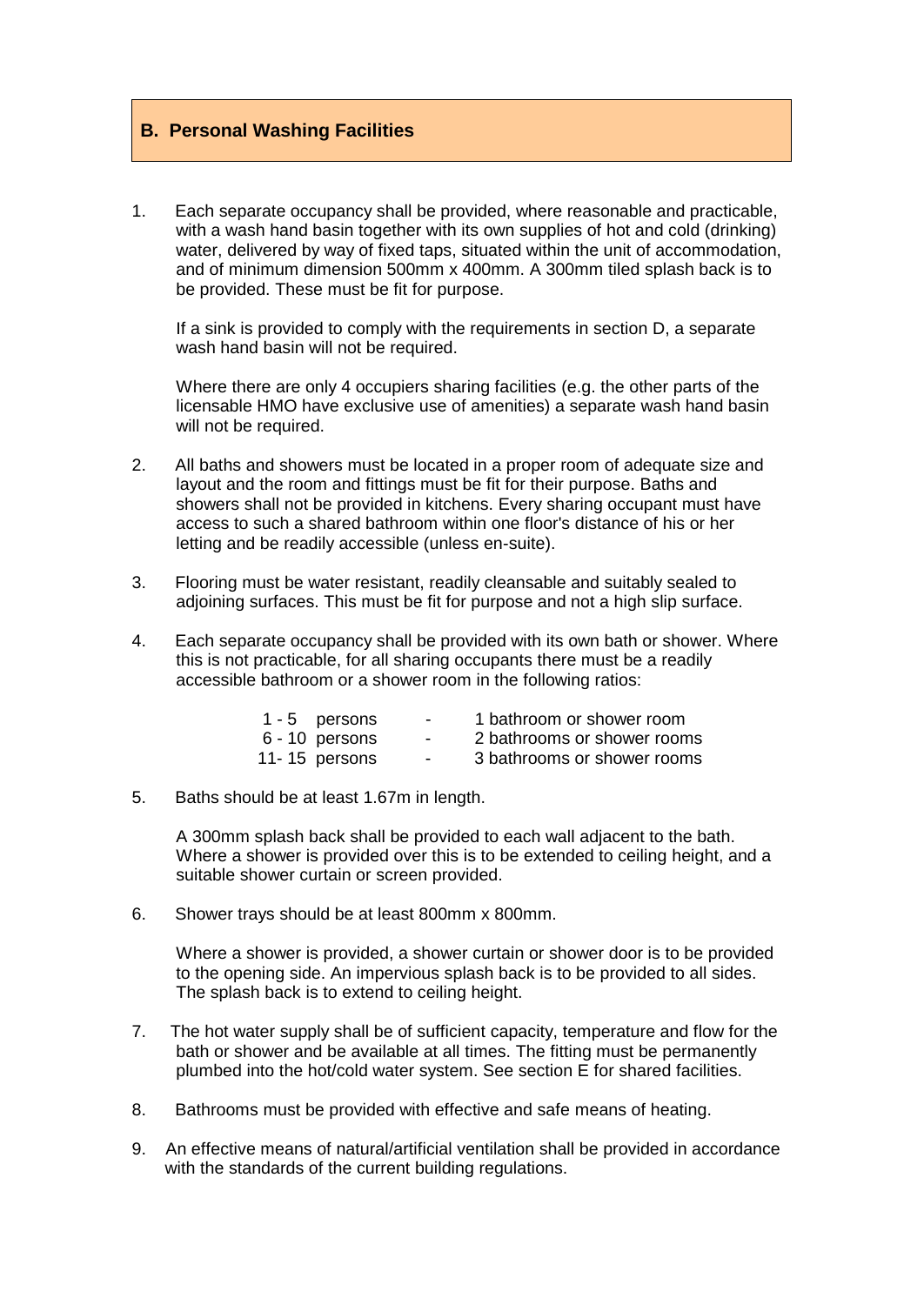## B. Personal Washing Facilities

1. Each separate occupancy shall be provided, where reasonable and practicable, with a wash hand basin together with its own supplies of hot and cold (drinking) water, delivered by way of fixed taps, situated within the unit of accommodation, and of minimum dimension 500mm x 400mm. A 300mm tiled splash back is to be provided. These must be fit for purpose.

   If a sink is provided to comply with the requirements in section D, a separate wash hand basin will not be required.

   Where there are only 4 occupiers sharing facilities (e.g. the other parts of the licensable HMO have exclusive use of amenities) a separate wash hand basin will not be required.

2. All baths and showers must be located in a proper room of adequate size and layout and the room and fittings must be fit for their purpose. Baths and showers shall not be provided in kitchens. Every sharing occupant must have access to such a shared bathroom within one floor's distance of his or her letting and be readily accessible (unless en-suite).

3. Flooring must be water resistant, readily cleansable and suitably sealed to adjoining surfaces. This must be fit for purpose and not a high slip surface.

4. Each separate occupancy shall be provided with its own bath or shower. Where this is not practicable, for all sharing occupants there must be a readily accessible bathroom or a shower room in the following ratios:

   | Persons | | Facilities |
   |---|---|---|
   | 1 - 5 persons | - | 1 bathroom or shower room |
   | 6 - 10 persons | - | 2 bathrooms or shower rooms |
   | 11- 15 persons | - | 3 bathrooms or shower rooms |

5. Baths should be at least 1.67m in length.

   A 300mm splash back shall be provided to each wall adjacent to the bath. Where a shower is provided over this is to be extended to ceiling height, and a suitable shower curtain or screen provided.

6. Shower trays should be at least 800mm x 800mm.

   Where a shower is provided, a shower curtain or shower door is to be provided to the opening side. An impervious splash back is to be provided to all sides. The splash back is to extend to ceiling height.

7. The hot water supply shall be of sufficient capacity, temperature and flow for the bath or shower and be available at all times. The fitting must be permanently plumbed into the hot/cold water system. See section E for shared facilities.

8. Bathrooms must be provided with effective and safe means of heating.

9. An effective means of natural/artificial ventilation shall be provided in accordance with the standards of the current building regulations.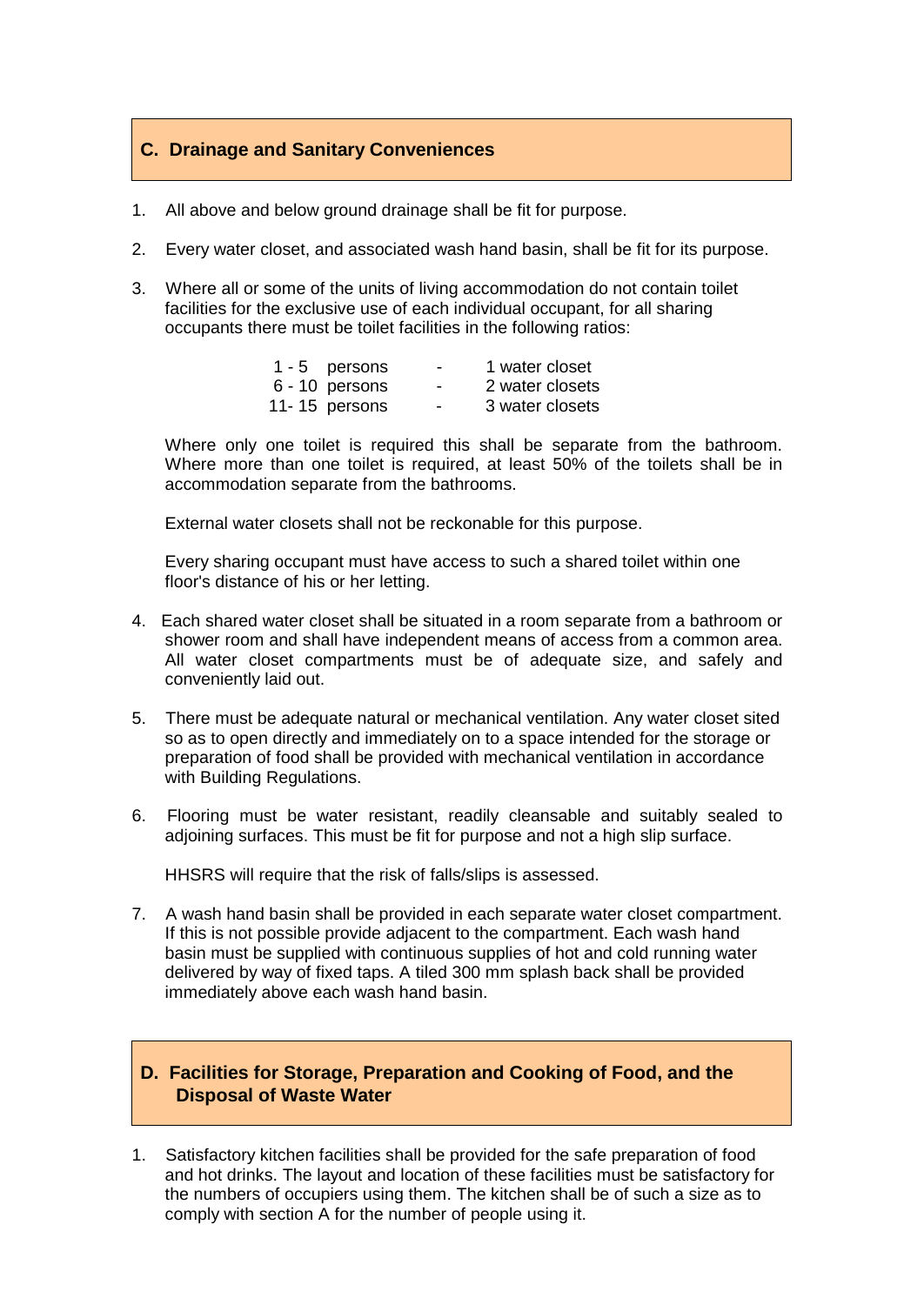## C. Drainage and Sanitary Conveniences

1. All above and below ground drainage shall be fit for purpose.

2. Every water closet, and associated wash hand basin, shall be fit for its purpose.

3. Where all or some of the units of living accommodation do not contain toilet facilities for the exclusive use of each individual occupant, for all sharing occupants there must be toilet facilities in the following ratios:

| | | |
|---|---|---|
| 1 - 5 persons | - | 1 water closet |
| 6 - 10 persons | - | 2 water closets |
| 11- 15 persons | - | 3 water closets |

   Where only one toilet is required this shall be separate from the bathroom. Where more than one toilet is required, at least 50% of the toilets shall be in accommodation separate from the bathrooms.

   External water closets shall not be reckonable for this purpose.

   Every sharing occupant must have access to such a shared toilet within one floor's distance of his or her letting.

4. Each shared water closet shall be situated in a room separate from a bathroom or shower room and shall have independent means of access from a common area. All water closet compartments must be of adequate size, and safely and conveniently laid out.

5. There must be adequate natural or mechanical ventilation. Any water closet sited so as to open directly and immediately on to a space intended for the storage or preparation of food shall be provided with mechanical ventilation in accordance with Building Regulations.

6. Flooring must be water resistant, readily cleansable and suitably sealed to adjoining surfaces. This must be fit for purpose and not a high slip surface.

   HHSRS will require that the risk of falls/slips is assessed.

7. A wash hand basin shall be provided in each separate water closet compartment. If this is not possible provide adjacent to the compartment. Each wash hand basin must be supplied with continuous supplies of hot and cold running water delivered by way of fixed taps. A tiled 300 mm splash back shall be provided immediately above each wash hand basin.

## D. Facilities for Storage, Preparation and Cooking of Food, and the Disposal of Waste Water

1. Satisfactory kitchen facilities shall be provided for the safe preparation of food and hot drinks. The layout and location of these facilities must be satisfactory for the numbers of occupiers using them. The kitchen shall be of such a size as to comply with section A for the number of people using it.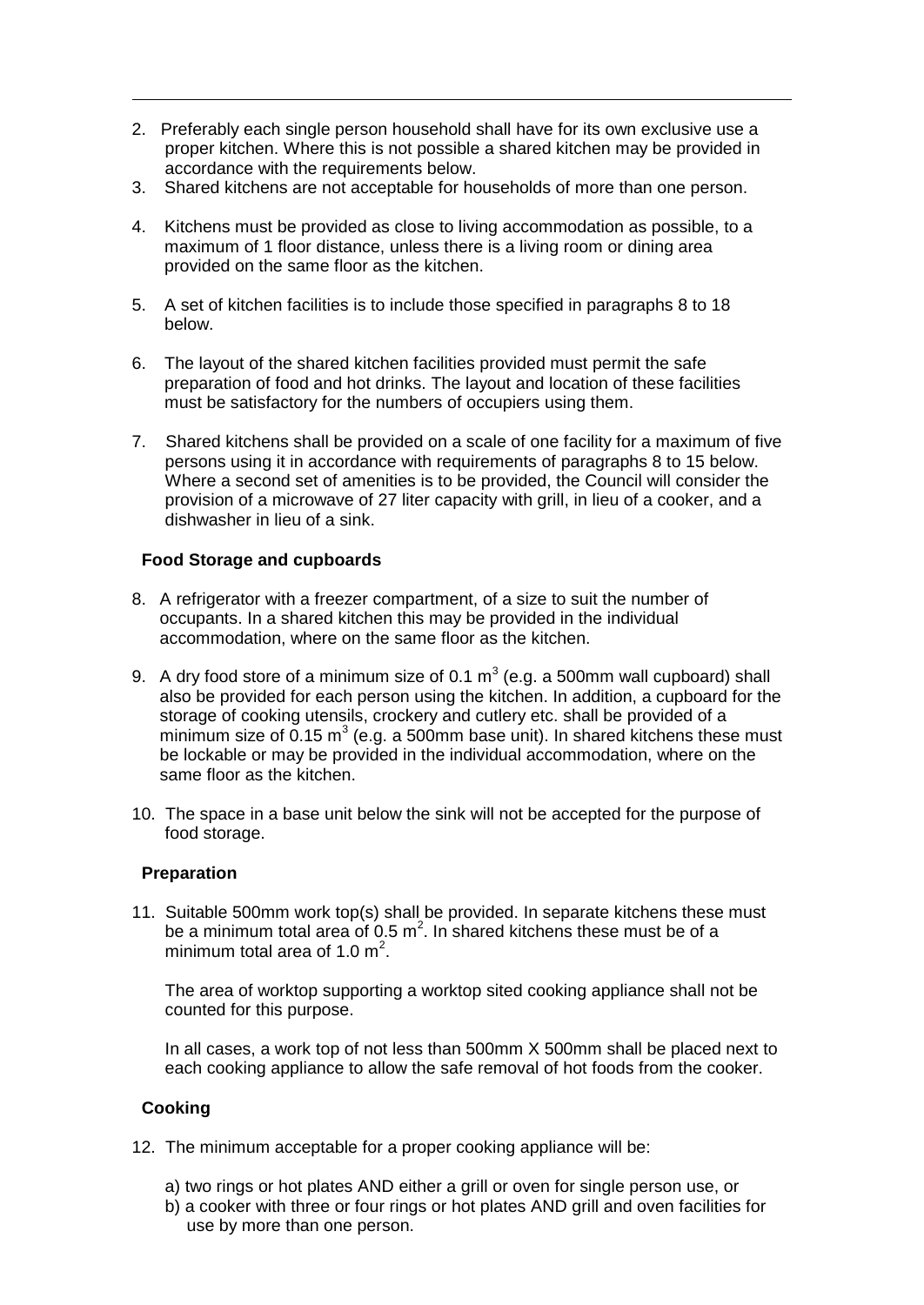2. Preferably each single person household shall have for its own exclusive use a proper kitchen. Where this is not possible a shared kitchen may be provided in accordance with the requirements below.
3. Shared kitchens are not acceptable for households of more than one person.
4. Kitchens must be provided as close to living accommodation as possible, to a maximum of 1 floor distance, unless there is a living room or dining area provided on the same floor as the kitchen.
5. A set of kitchen facilities is to include those specified in paragraphs 8 to 18 below.
6. The layout of the shared kitchen facilities provided must permit the safe preparation of food and hot drinks. The layout and location of these facilities must be satisfactory for the numbers of occupiers using them.
7. Shared kitchens shall be provided on a scale of one facility for a maximum of five persons using it in accordance with requirements of paragraphs 8 to 15 below. Where a second set of amenities is to be provided, the Council will consider the provision of a microwave of 27 liter capacity with grill, in lieu of a cooker, and a dishwasher in lieu of a sink.

**Food Storage and cupboards**

8. A refrigerator with a freezer compartment, of a size to suit the number of occupants. In a shared kitchen this may be provided in the individual accommodation, where on the same floor as the kitchen.
9. A dry food store of a minimum size of 0.1 $m^3$ (e.g. a 500mm wall cupboard) shall also be provided for each person using the kitchen. In addition, a cupboard for the storage of cooking utensils, crockery and cutlery etc. shall be provided of a minimum size of 0.15 $m^3$ (e.g. a 500mm base unit). In shared kitchens these must be lockable or may be provided in the individual accommodation, where on the same floor as the kitchen.
10. The space in a base unit below the sink will not be accepted for the purpose of food storage.

**Preparation**

11. Suitable 500mm work top(s) shall be provided. In separate kitchens these must be a minimum total area of 0.5 $m^2$. In shared kitchens these must be of a minimum total area of 1.0 $m^2$.

    The area of worktop supporting a worktop sited cooking appliance shall not be counted for this purpose.

    In all cases, a work top of not less than 500mm X 500mm shall be placed next to each cooking appliance to allow the safe removal of hot foods from the cooker.

**Cooking**

12. The minimum acceptable for a proper cooking appliance will be:

    a) two rings or hot plates AND either a grill or oven for single person use, or
    b) a cooker with three or four rings or hot plates AND grill and oven facilities for use by more than one person.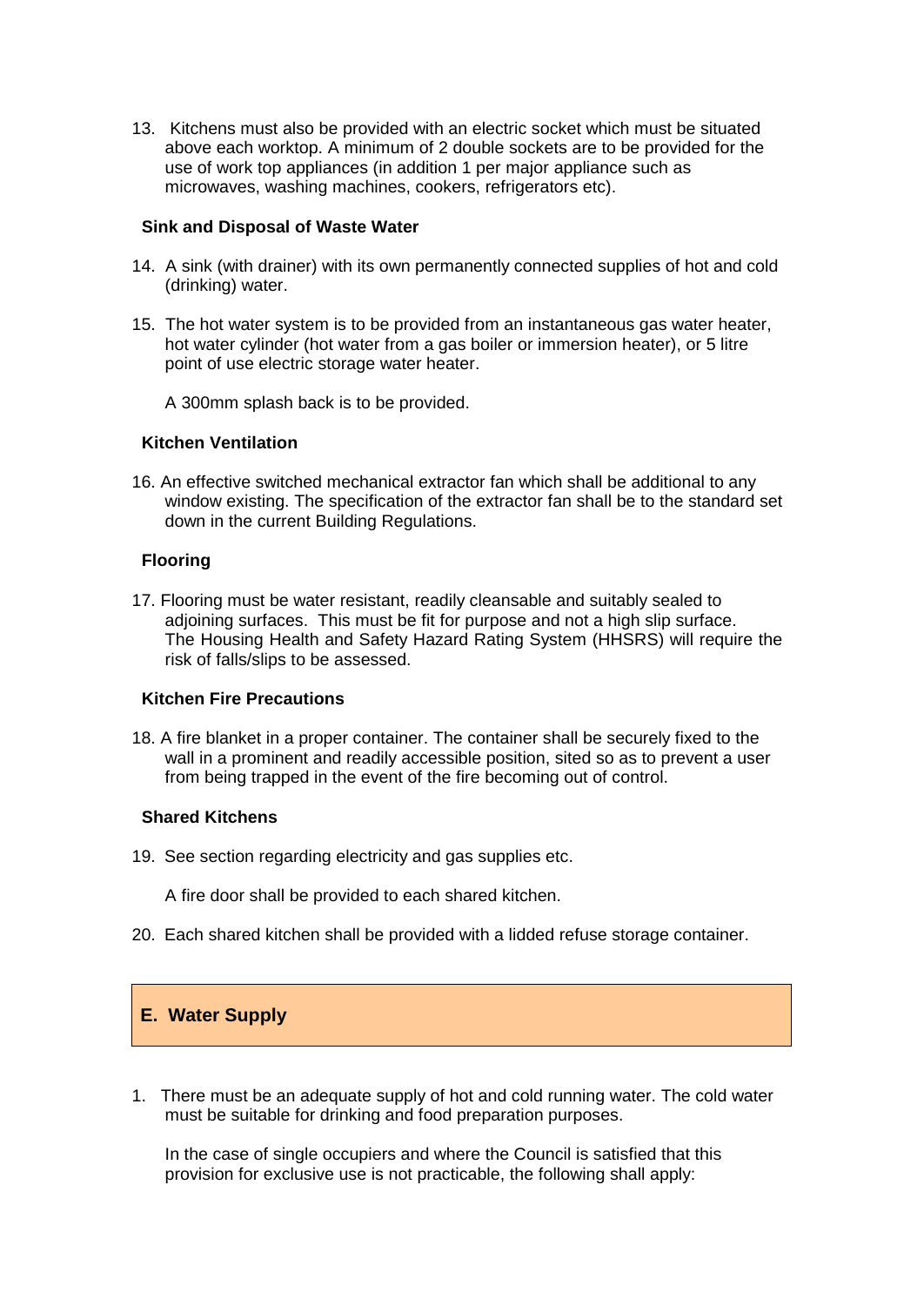13. Kitchens must also be provided with an electric socket which must be situated above each worktop. A minimum of 2 double sockets are to be provided for the use of work top appliances (in addition 1 per major appliance such as microwaves, washing machines, cookers, refrigerators etc).

**Sink and Disposal of Waste Water**

14. A sink (with drainer) with its own permanently connected supplies of hot and cold (drinking) water.

15. The hot water system is to be provided from an instantaneous gas water heater, hot water cylinder (hot water from a gas boiler or immersion heater), or 5 litre point of use electric storage water heater.

    A 300mm splash back is to be provided.

**Kitchen Ventilation**

16. An effective switched mechanical extractor fan which shall be additional to any window existing. The specification of the extractor fan shall be to the standard set down in the current Building Regulations.

**Flooring**

17. Flooring must be water resistant, readily cleansable and suitably sealed to adjoining surfaces. This must be fit for purpose and not a high slip surface. The Housing Health and Safety Hazard Rating System (HHSRS) will require the risk of falls/slips to be assessed.

**Kitchen Fire Precautions**

18. A fire blanket in a proper container. The container shall be securely fixed to the wall in a prominent and readily accessible position, sited so as to prevent a user from being trapped in the event of the fire becoming out of control.

**Shared Kitchens**

19. See section regarding electricity and gas supplies etc.

    A fire door shall be provided to each shared kitchen.

20. Each shared kitchen shall be provided with a lidded refuse storage container.

## E. Water Supply

1. There must be an adequate supply of hot and cold running water. The cold water must be suitable for drinking and food preparation purposes.

   In the case of single occupiers and where the Council is satisfied that this provision for exclusive use is not practicable, the following shall apply: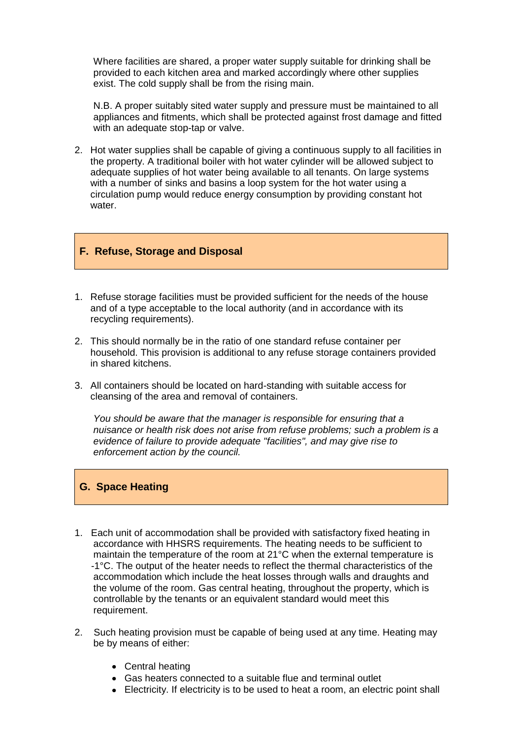Where facilities are shared, a proper water supply suitable for drinking shall be provided to each kitchen area and marked accordingly where other supplies exist. The cold supply shall be from the rising main.

N.B. A proper suitably sited water supply and pressure must be maintained to all appliances and fitments, which shall be protected against frost damage and fitted with an adequate stop-tap or valve.

2. Hot water supplies shall be capable of giving a continuous supply to all facilities in the property. A traditional boiler with hot water cylinder will be allowed subject to adequate supplies of hot water being available to all tenants. On large systems with a number of sinks and basins a loop system for the hot water using a circulation pump would reduce energy consumption by providing constant hot water.

## F. Refuse, Storage and Disposal

1. Refuse storage facilities must be provided sufficient for the needs of the house and of a type acceptable to the local authority (and in accordance with its recycling requirements).
2. This should normally be in the ratio of one standard refuse container per household. This provision is additional to any refuse storage containers provided in shared kitchens.
3. All containers should be located on hard-standing with suitable access for cleansing of the area and removal of containers.

*You should be aware that the manager is responsible for ensuring that a nuisance or health risk does not arise from refuse problems; such a problem is a evidence of failure to provide adequate "facilities", and may give rise to enforcement action by the council.*

## G. Space Heating

1. Each unit of accommodation shall be provided with satisfactory fixed heating in accordance with HHSRS requirements. The heating needs to be sufficient to maintain the temperature of the room at 21°C when the external temperature is -1°C. The output of the heater needs to reflect the thermal characteristics of the accommodation which include the heat losses through walls and draughts and the volume of the room. Gas central heating, throughout the property, which is controllable by the tenants or an equivalent standard would meet this requirement.
2. Such heating provision must be capable of being used at any time. Heating may be by means of either:
   - Central heating
   - Gas heaters connected to a suitable flue and terminal outlet
   - Electricity. If electricity is to be used to heat a room, an electric point shall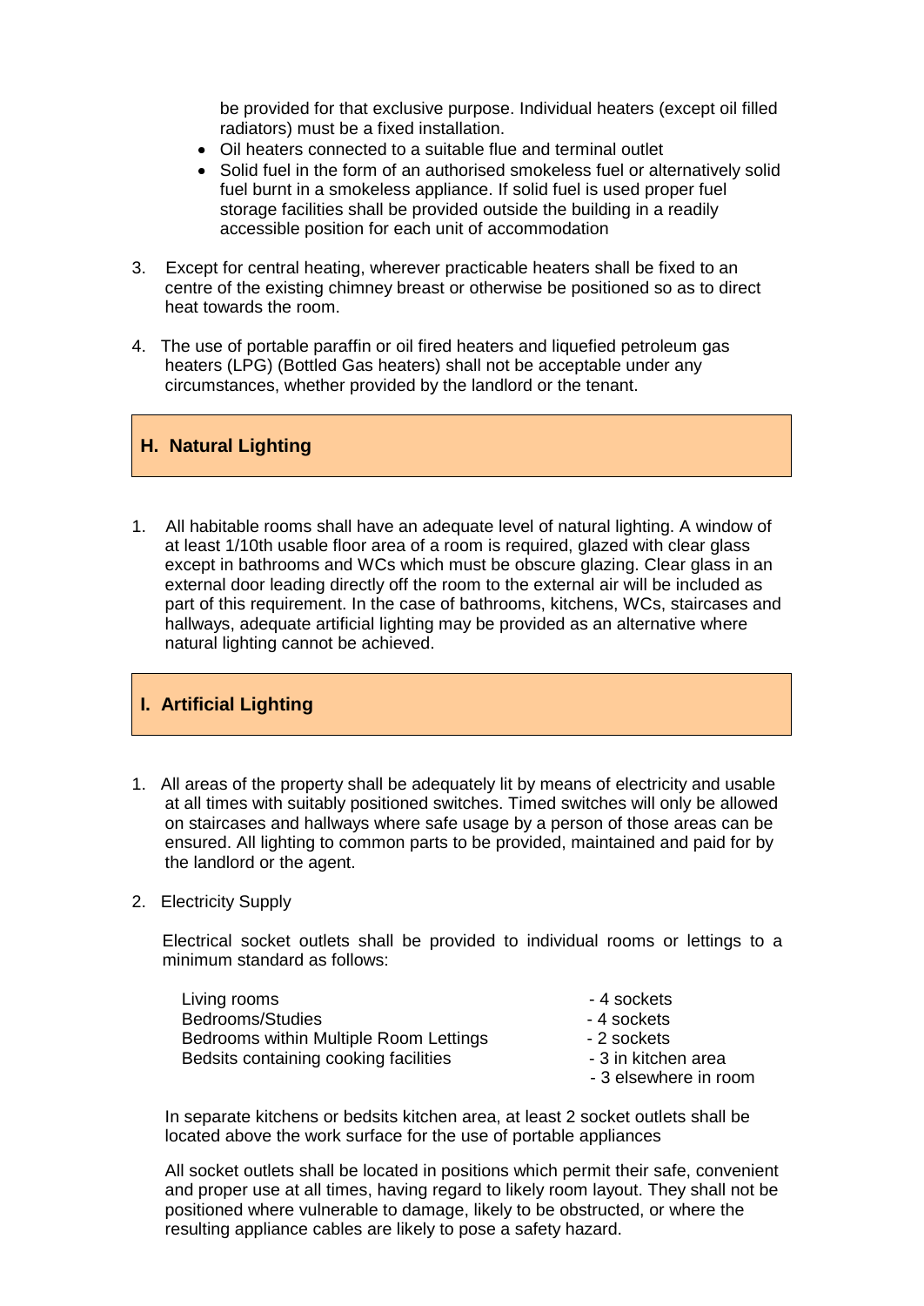be provided for that exclusive purpose. Individual heaters (except oil filled radiators) must be a fixed installation.

- Oil heaters connected to a suitable flue and terminal outlet
- Solid fuel in the form of an authorised smokeless fuel or alternatively solid fuel burnt in a smokeless appliance. If solid fuel is used proper fuel storage facilities shall be provided outside the building in a readily accessible position for each unit of accommodation

3. Except for central heating, wherever practicable heaters shall be fixed to an centre of the existing chimney breast or otherwise be positioned so as to direct heat towards the room.

4. The use of portable paraffin or oil fired heaters and liquefied petroleum gas heaters (LPG) (Bottled Gas heaters) shall not be acceptable under any circumstances, whether provided by the landlord or the tenant.

## H. Natural Lighting

1. All habitable rooms shall have an adequate level of natural lighting. A window of at least 1/10th usable floor area of a room is required, glazed with clear glass except in bathrooms and WCs which must be obscure glazing. Clear glass in an external door leading directly off the room to the external air will be included as part of this requirement. In the case of bathrooms, kitchens, WCs, staircases and hallways, adequate artificial lighting may be provided as an alternative where natural lighting cannot be achieved.

## I. Artificial Lighting

1. All areas of the property shall be adequately lit by means of electricity and usable at all times with suitably positioned switches. Timed switches will only be allowed on staircases and hallways where safe usage by a person of those areas can be ensured. All lighting to common parts to be provided, maintained and paid for by the landlord or the agent.

2. Electricity Supply

   Electrical socket outlets shall be provided to individual rooms or lettings to a minimum standard as follows:

   | | |
   |---|---|
   | Living rooms | - 4 sockets |
   | Bedrooms/Studies | - 4 sockets |
   | Bedrooms within Multiple Room Lettings | - 2 sockets |
   | Bedsits containing cooking facilities | - 3 in kitchen area |
   | | - 3 elsewhere in room |

   In separate kitchens or bedsits kitchen area, at least 2 socket outlets shall be located above the work surface for the use of portable appliances

   All socket outlets shall be located in positions which permit their safe, convenient and proper use at all times, having regard to likely room layout. They shall not be positioned where vulnerable to damage, likely to be obstructed, or where the resulting appliance cables are likely to pose a safety hazard.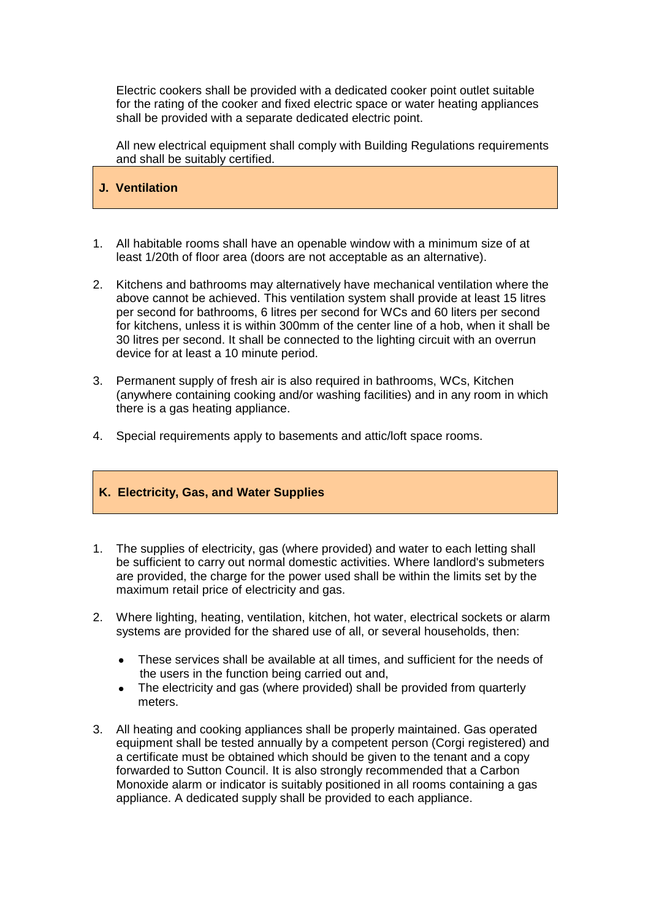Electric cookers shall be provided with a dedicated cooker point outlet suitable for the rating of the cooker and fixed electric space or water heating appliances shall be provided with a separate dedicated electric point.

All new electrical equipment shall comply with Building Regulations requirements and shall be suitably certified.

## J. Ventilation

1. All habitable rooms shall have an openable window with a minimum size of at least 1/20th of floor area (doors are not acceptable as an alternative).

2. Kitchens and bathrooms may alternatively have mechanical ventilation where the above cannot be achieved. This ventilation system shall provide at least 15 litres per second for bathrooms, 6 litres per second for WCs and 60 liters per second for kitchens, unless it is within 300mm of the center line of a hob, when it shall be 30 litres per second. It shall be connected to the lighting circuit with an overrun device for at least a 10 minute period.

3. Permanent supply of fresh air is also required in bathrooms, WCs, Kitchen (anywhere containing cooking and/or washing facilities) and in any room in which there is a gas heating appliance.

4. Special requirements apply to basements and attic/loft space rooms.

## K. Electricity, Gas, and Water Supplies

1. The supplies of electricity, gas (where provided) and water to each letting shall be sufficient to carry out normal domestic activities. Where landlord's submeters are provided, the charge for the power used shall be within the limits set by the maximum retail price of electricity and gas.

2. Where lighting, heating, ventilation, kitchen, hot water, electrical sockets or alarm systems are provided for the shared use of all, or several households, then:

   - These services shall be available at all times, and sufficient for the needs of the users in the function being carried out and,
   - The electricity and gas (where provided) shall be provided from quarterly meters.

3. All heating and cooking appliances shall be properly maintained. Gas operated equipment shall be tested annually by a competent person (Corgi registered) and a certificate must be obtained which should be given to the tenant and a copy forwarded to Sutton Council. It is also strongly recommended that a Carbon Monoxide alarm or indicator is suitably positioned in all rooms containing a gas appliance. A dedicated supply shall be provided to each appliance.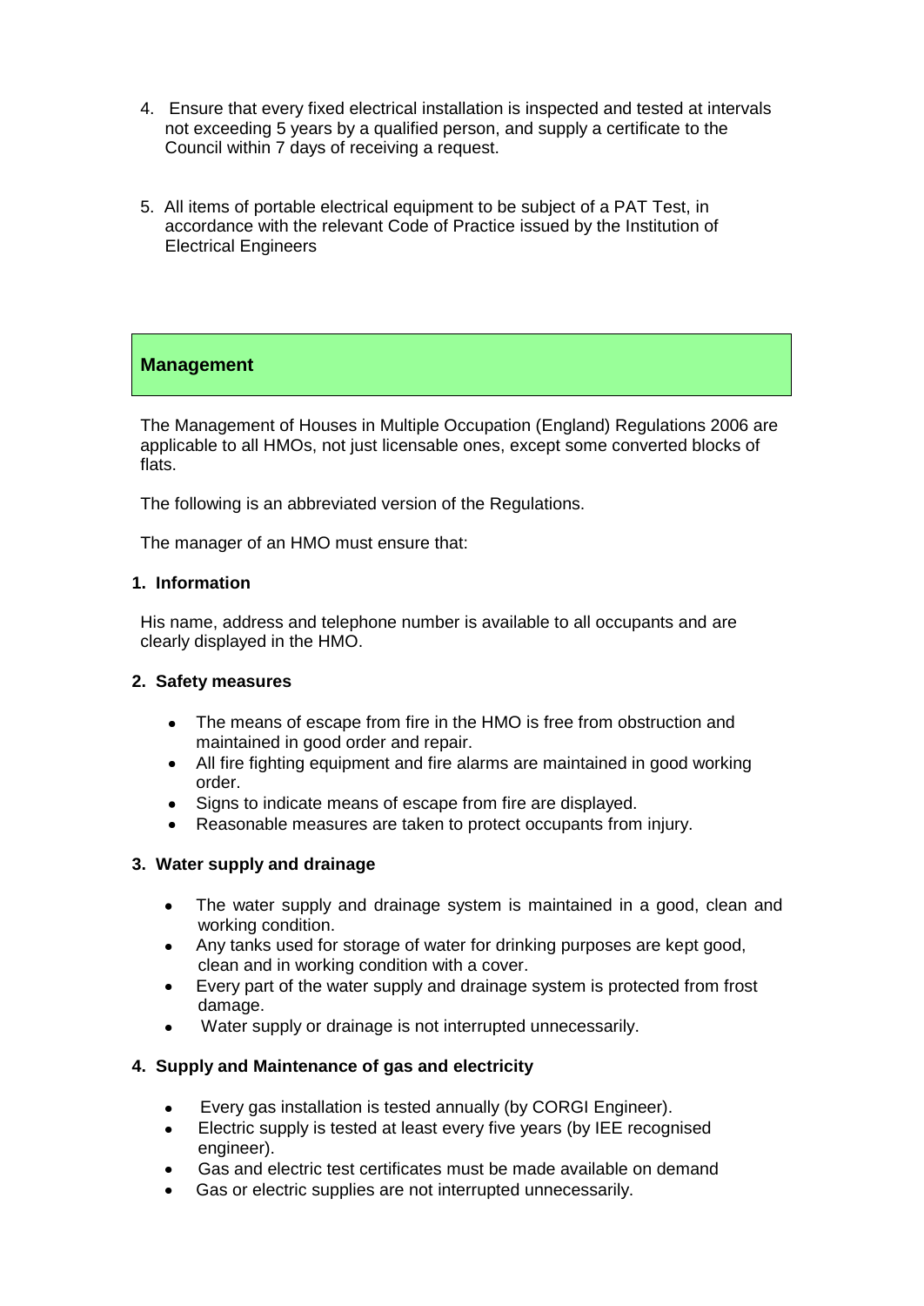4. Ensure that every fixed electrical installation is inspected and tested at intervals not exceeding 5 years by a qualified person, and supply a certificate to the Council within 7 days of receiving a request.

5. All items of portable electrical equipment to be subject of a PAT Test, in accordance with the relevant Code of Practice issued by the Institution of Electrical Engineers

## Management

The Management of Houses in Multiple Occupation (England) Regulations 2006 are applicable to all HMOs, not just licensable ones, except some converted blocks of flats.

The following is an abbreviated version of the Regulations.

The manager of an HMO must ensure that:

**1. Information**

His name, address and telephone number is available to all occupants and are clearly displayed in the HMO.

**2. Safety measures**

- The means of escape from fire in the HMO is free from obstruction and maintained in good order and repair.
- All fire fighting equipment and fire alarms are maintained in good working order.
- Signs to indicate means of escape from fire are displayed.
- Reasonable measures are taken to protect occupants from injury.

**3. Water supply and drainage**

- The water supply and drainage system is maintained in a good, clean and working condition.
- Any tanks used for storage of water for drinking purposes are kept good, clean and in working condition with a cover.
- Every part of the water supply and drainage system is protected from frost damage.
- Water supply or drainage is not interrupted unnecessarily.

**4. Supply and Maintenance of gas and electricity**

- Every gas installation is tested annually (by CORGI Engineer).
- Electric supply is tested at least every five years (by IEE recognised engineer).
- Gas and electric test certificates must be made available on demand
- Gas or electric supplies are not interrupted unnecessarily.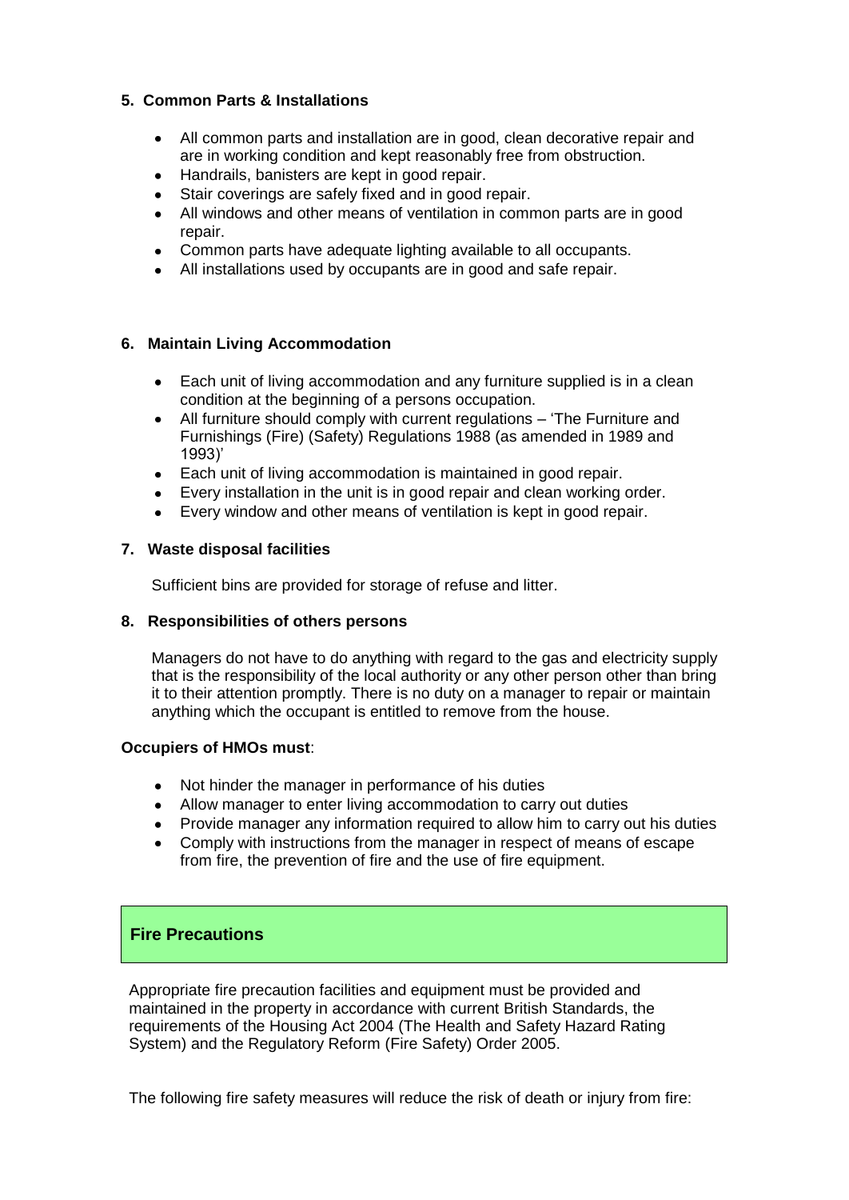### 5. Common Parts & Installations

- All common parts and installation are in good, clean decorative repair and are in working condition and kept reasonably free from obstruction.
- Handrails, banisters are kept in good repair.
- Stair coverings are safely fixed and in good repair.
- All windows and other means of ventilation in common parts are in good repair.
- Common parts have adequate lighting available to all occupants.
- All installations used by occupants are in good and safe repair.

### 6. Maintain Living Accommodation

- Each unit of living accommodation and any furniture supplied is in a clean condition at the beginning of a persons occupation.
- All furniture should comply with current regulations – 'The Furniture and Furnishings (Fire) (Safety) Regulations 1988 (as amended in 1989 and 1993)'
- Each unit of living accommodation is maintained in good repair.
- Every installation in the unit is in good repair and clean working order.
- Every window and other means of ventilation is kept in good repair.

### 7. Waste disposal facilities

Sufficient bins are provided for storage of refuse and litter.

### 8. Responsibilities of others persons

Managers do not have to do anything with regard to the gas and electricity supply that is the responsibility of the local authority or any other person other than bring it to their attention promptly. There is no duty on a manager to repair or maintain anything which the occupant is entitled to remove from the house.

**Occupiers of HMOs must**:

- Not hinder the manager in performance of his duties
- Allow manager to enter living accommodation to carry out duties
- Provide manager any information required to allow him to carry out his duties
- Comply with instructions from the manager in respect of means of escape from fire, the prevention of fire and the use of fire equipment.

## Fire Precautions

Appropriate fire precaution facilities and equipment must be provided and maintained in the property in accordance with current British Standards, the requirements of the Housing Act 2004 (The Health and Safety Hazard Rating System) and the Regulatory Reform (Fire Safety) Order 2005.

The following fire safety measures will reduce the risk of death or injury from fire: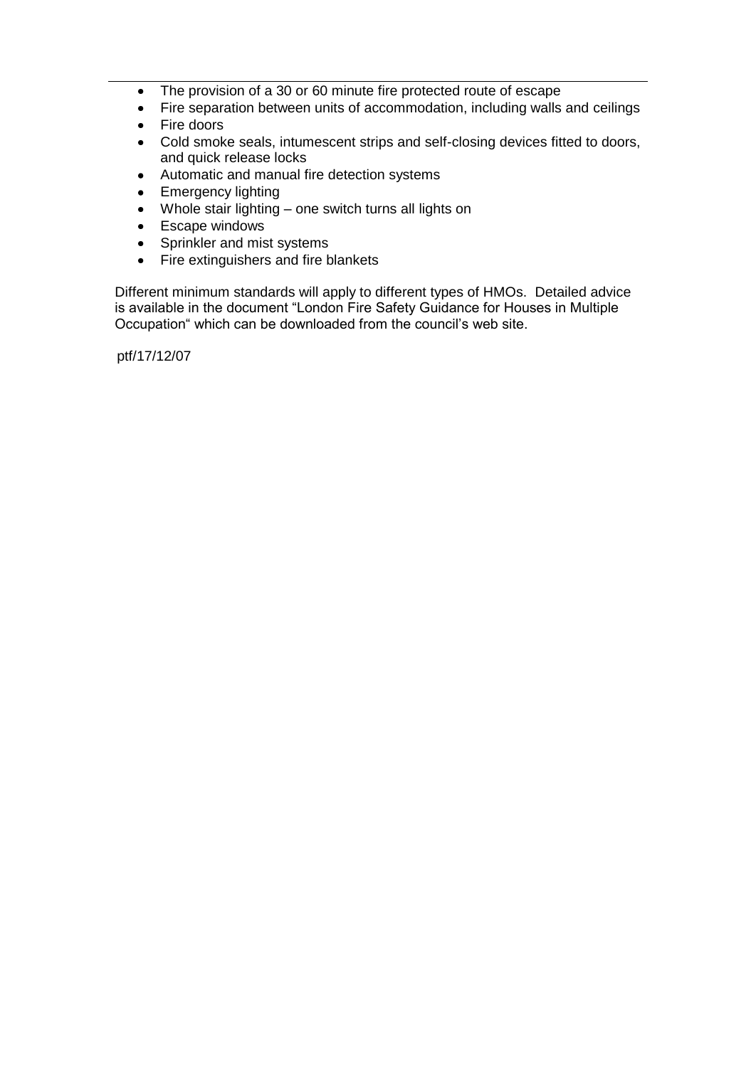- The provision of a 30 or 60 minute fire protected route of escape
- Fire separation between units of accommodation, including walls and ceilings
- Fire doors
- Cold smoke seals, intumescent strips and self-closing devices fitted to doors, and quick release locks
- Automatic and manual fire detection systems
- Emergency lighting
- Whole stair lighting – one switch turns all lights on
- Escape windows
- Sprinkler and mist systems
- Fire extinguishers and fire blankets

Different minimum standards will apply to different types of HMOs. Detailed advice is available in the document "London Fire Safety Guidance for Houses in Multiple Occupation" which can be downloaded from the council's web site.

ptf/17/12/07